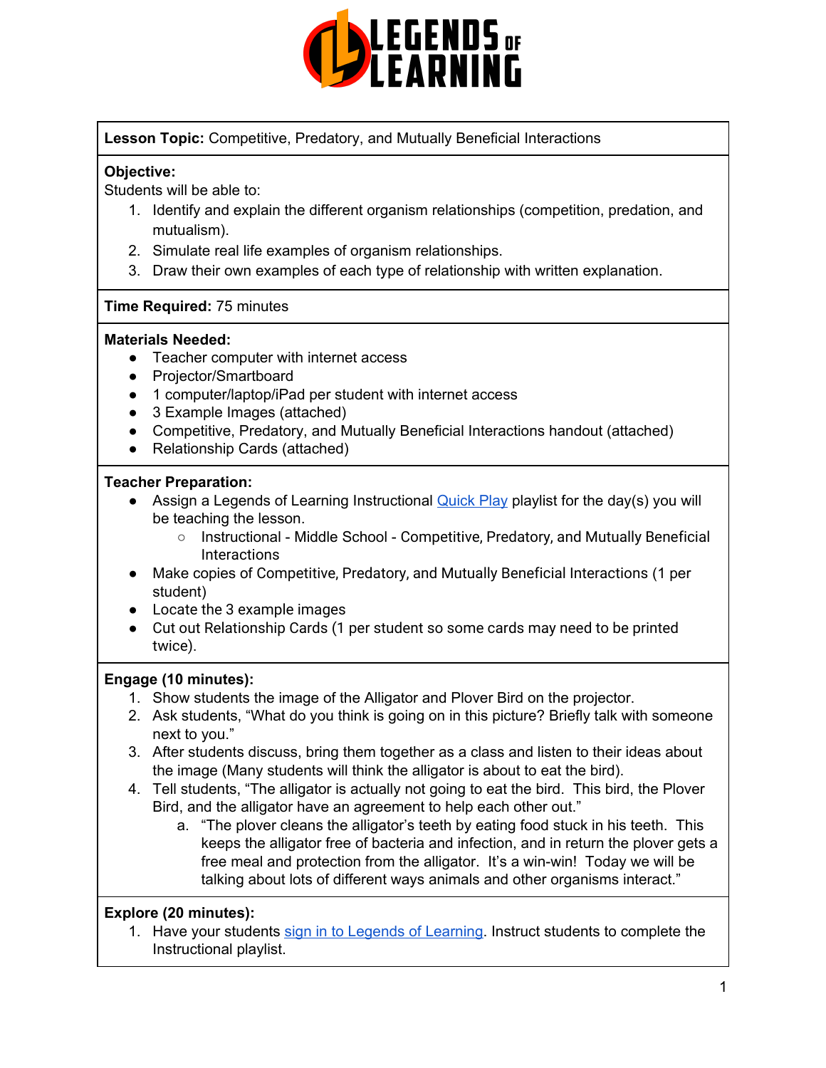**Lesson Topic:** Competitive, Predatory, and Mutually Beneficial Interactions

**Objective:**
Students will be able to:

1. Identify and explain the different organism relationships (competition, predation, and mutualism).
2. Simulate real life examples of organism relationships.
3. Draw their own examples of each type of relationship with written explanation.

**Time Required:** 75 minutes

**Materials Needed:**

- Teacher computer with internet access
- Projector/Smartboard
- 1 computer/laptop/iPad per student with internet access
- 3 Example Images (attached)
- Competitive, Predatory, and Mutually Beneficial Interactions handout (attached)
- Relationship Cards (attached)

**Teacher Preparation:**

- Assign a Legends of Learning Instructional [Quick Play](https://www.legendsoflearning.com) playlist for the day(s) you will be teaching the lesson.
  - Instructional - Middle School - Competitive, Predatory, and Mutually Beneficial Interactions
- Make copies of Competitive, Predatory, and Mutually Beneficial Interactions (1 per student)
- Locate the 3 example images
- Cut out Relationship Cards (1 per student so some cards may need to be printed twice).

**Engage (10 minutes):**

1. Show students the image of the Alligator and Plover Bird on the projector.
2. Ask students, "What do you think is going on in this picture? Briefly talk with someone next to you."
3. After students discuss, bring them together as a class and listen to their ideas about the image (Many students will think the alligator is about to eat the bird).
4. Tell students, "The alligator is actually not going to eat the bird. This bird, the Plover Bird, and the alligator have an agreement to help each other out."
   a. "The plover cleans the alligator's teeth by eating food stuck in his teeth. This keeps the alligator free of bacteria and infection, and in return the plover gets a free meal and protection from the alligator. It's a win-win! Today we will be talking about lots of different ways animals and other organisms interact."

**Explore (20 minutes):**

1. Have your students [sign in to Legends of Learning](https://www.legendsoflearning.com). Instruct students to complete the Instructional playlist.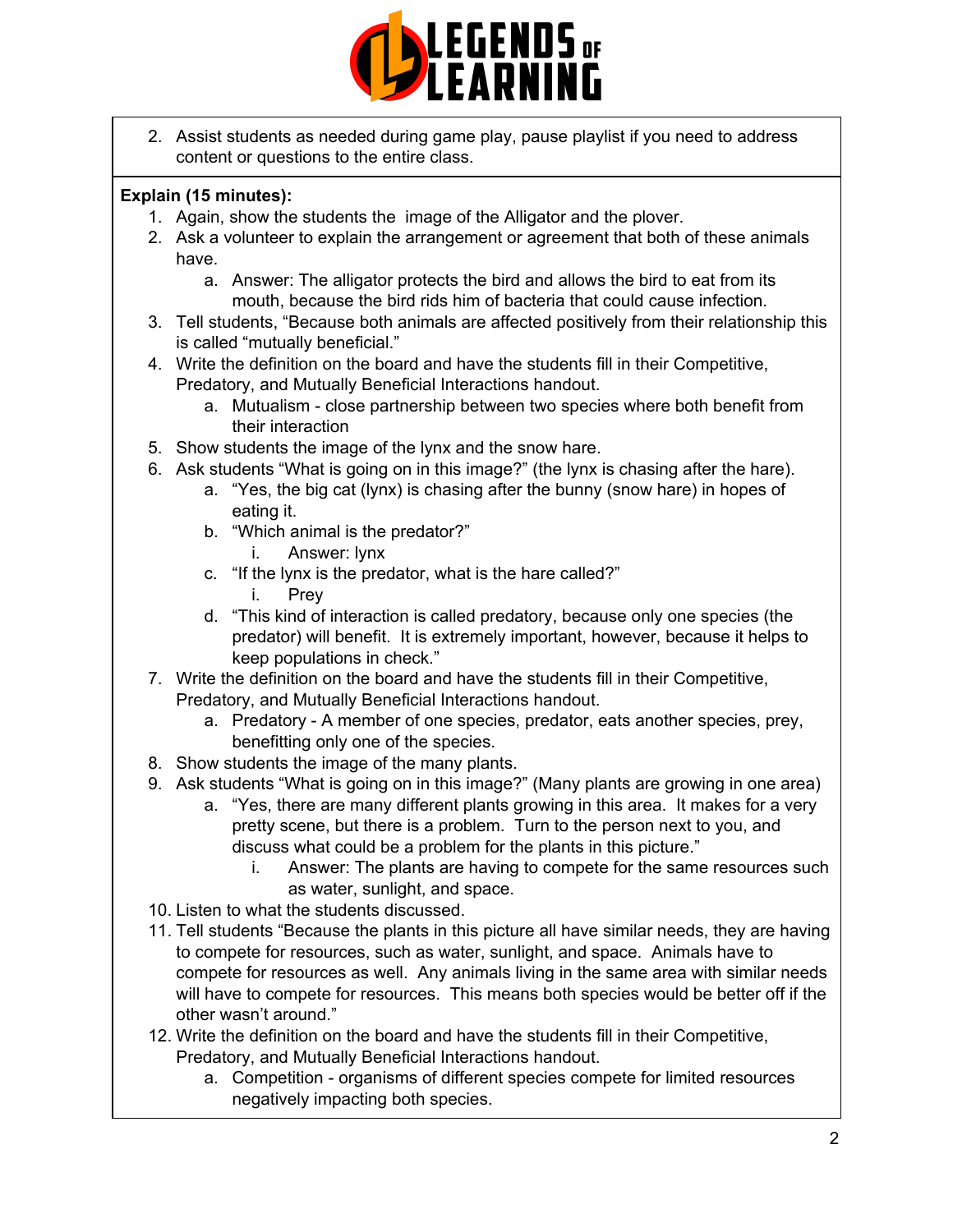2. Assist students as needed during game play, pause playlist if you need to address content or questions to the entire class.

**Explain (15 minutes):**

1. Again, show the students the image of the Alligator and the plover.
2. Ask a volunteer to explain the arrangement or agreement that both of these animals have.
    a. Answer: The alligator protects the bird and allows the bird to eat from its mouth, because the bird rids him of bacteria that could cause infection.
3. Tell students, "Because both animals are affected positively from their relationship this is called "mutually beneficial."
4. Write the definition on the board and have the students fill in their Competitive, Predatory, and Mutually Beneficial Interactions handout.
    a. Mutualism - close partnership between two species where both benefit from their interaction
5. Show students the image of the lynx and the snow hare.
6. Ask students "What is going on in this image?" (the lynx is chasing after the hare).
    a. "Yes, the big cat (lynx) is chasing after the bunny (snow hare) in hopes of eating it.
    b. "Which animal is the predator?"
        i. Answer: lynx
    c. "If the lynx is the predator, what is the hare called?"
        i. Prey
    d. "This kind of interaction is called predatory, because only one species (the predator) will benefit. It is extremely important, however, because it helps to keep populations in check."
7. Write the definition on the board and have the students fill in their Competitive, Predatory, and Mutually Beneficial Interactions handout.
    a. Predatory - A member of one species, predator, eats another species, prey, benefitting only one of the species.
8. Show students the image of the many plants.
9. Ask students "What is going on in this image?" (Many plants are growing in one area)
    a. "Yes, there are many different plants growing in this area. It makes for a very pretty scene, but there is a problem. Turn to the person next to you, and discuss what could be a problem for the plants in this picture."
        i. Answer: The plants are having to compete for the same resources such as water, sunlight, and space.
10. Listen to what the students discussed.
11. Tell students "Because the plants in this picture all have similar needs, they are having to compete for resources, such as water, sunlight, and space. Animals have to compete for resources as well. Any animals living in the same area with similar needs will have to compete for resources. This means both species would be better off if the other wasn't around."
12. Write the definition on the board and have the students fill in their Competitive, Predatory, and Mutually Beneficial Interactions handout.
    a. Competition - organisms of different species compete for limited resources negatively impacting both species.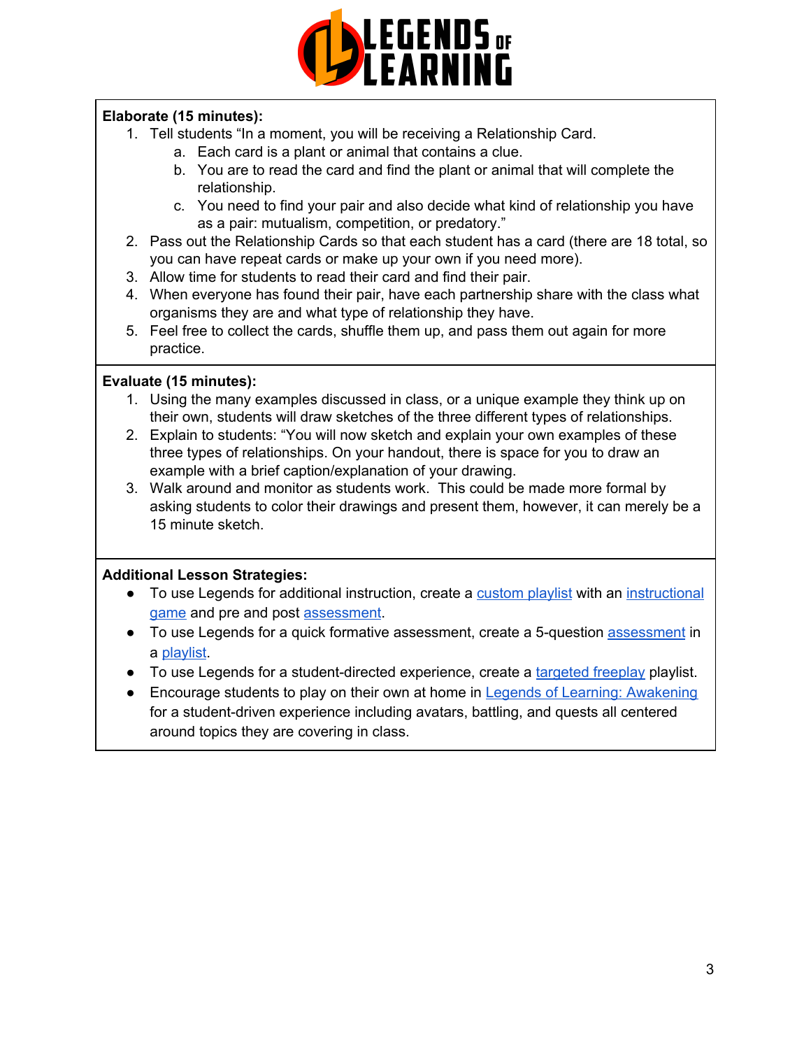**Elaborate (15 minutes):**

1. Tell students "In a moment, you will be receiving a Relationship Card.
    a. Each card is a plant or animal that contains a clue.
    b. You are to read the card and find the plant or animal that will complete the relationship.
    c. You need to find your pair and also decide what kind of relationship you have as a pair: mutualism, competition, or predatory."
2. Pass out the Relationship Cards so that each student has a card (there are 18 total, so you can have repeat cards or make up your own if you need more).
3. Allow time for students to read their card and find their pair.
4. When everyone has found their pair, have each partnership share with the class what organisms they are and what type of relationship they have.
5. Feel free to collect the cards, shuffle them up, and pass them out again for more practice.

**Evaluate (15 minutes):**

1. Using the many examples discussed in class, or a unique example they think up on their own, students will draw sketches of the three different types of relationships.
2. Explain to students: "You will now sketch and explain your own examples of these three types of relationships. On your handout, there is space for you to draw an example with a brief caption/explanation of your drawing.
3. Walk around and monitor as students work. This could be made more formal by asking students to color their drawings and present them, however, it can merely be a 15 minute sketch.

**Additional Lesson Strategies:**

- To use Legends for additional instruction, create a custom playlist with an instructional game and pre and post assessment.
- To use Legends for a quick formative assessment, create a 5-question assessment in a playlist.
- To use Legends for a student-directed experience, create a targeted freeplay playlist.
- Encourage students to play on their own at home in Legends of Learning: Awakening for a student-driven experience including avatars, battling, and quests all centered around topics they are covering in class.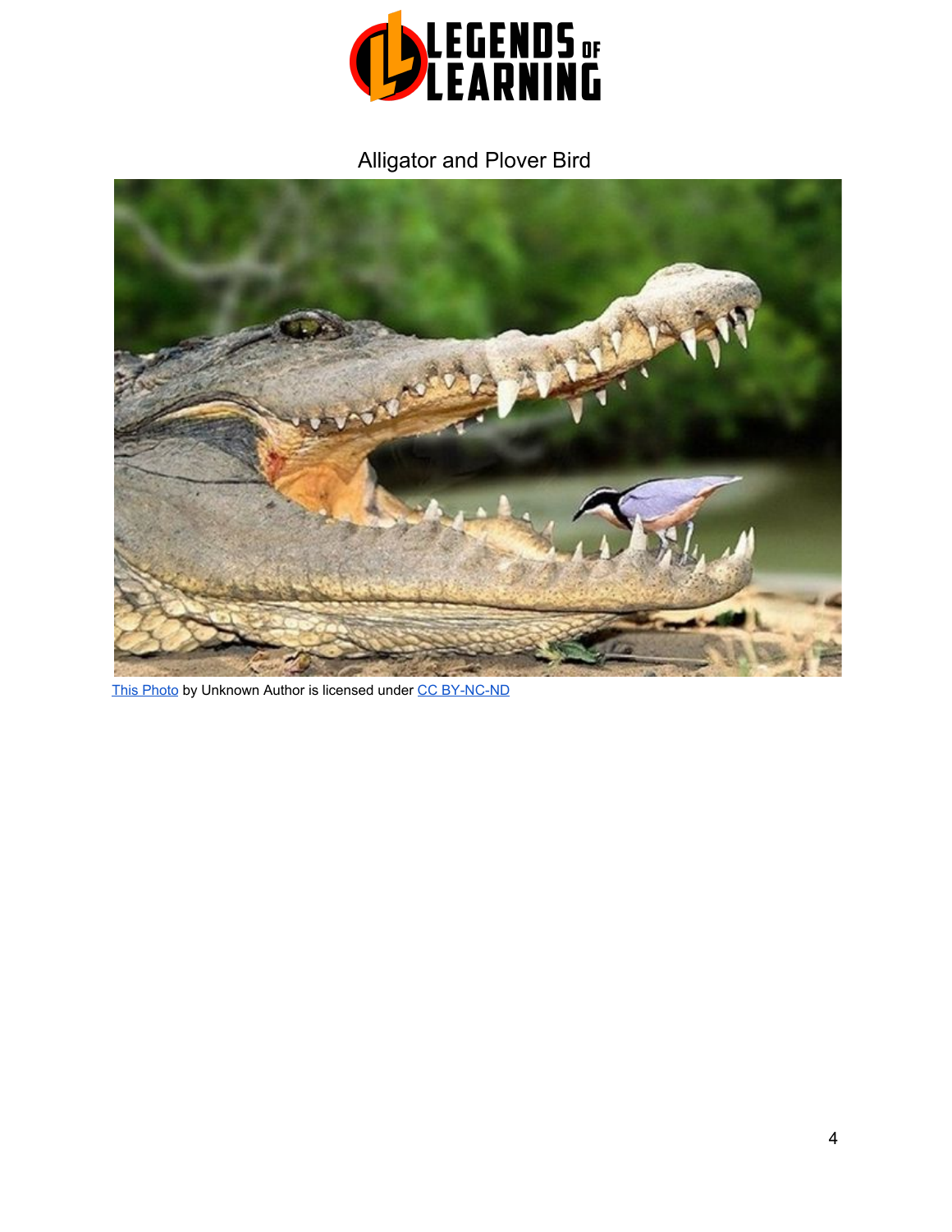# Alligator and Plover Bird

This Photo by Unknown Author is licensed under CC BY-NC-ND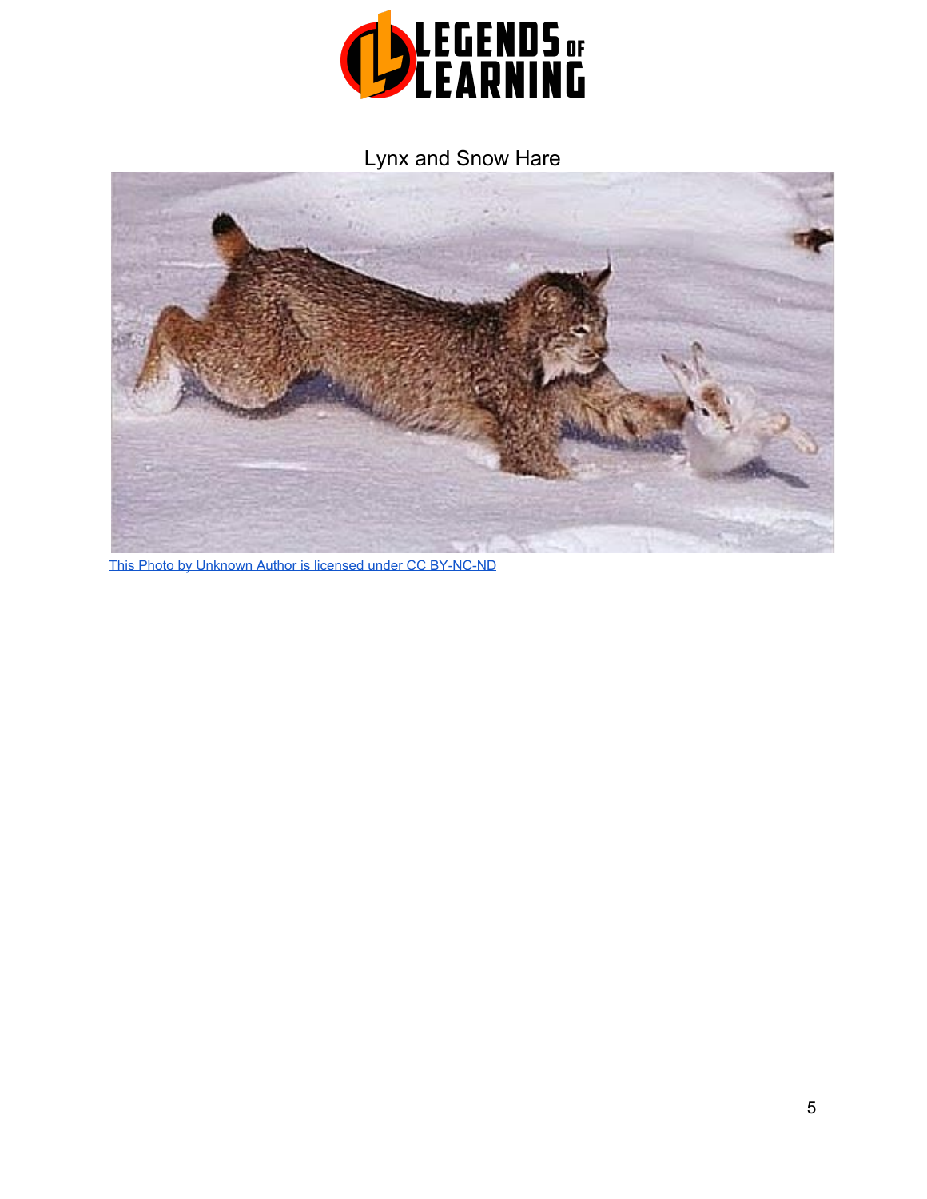Lynx and Snow Hare

This Photo by Unknown Author is licensed under CC BY-NC-ND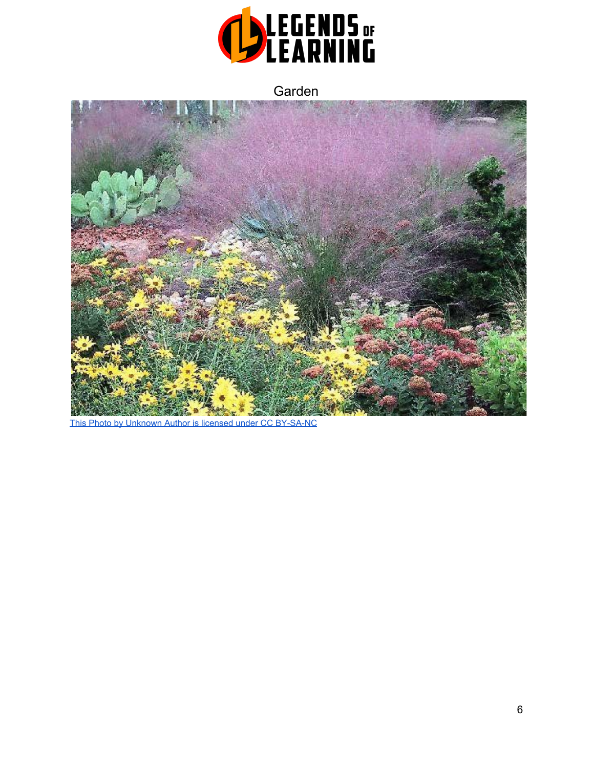Garden

This Photo by Unknown Author is licensed under CC BY-SA-NC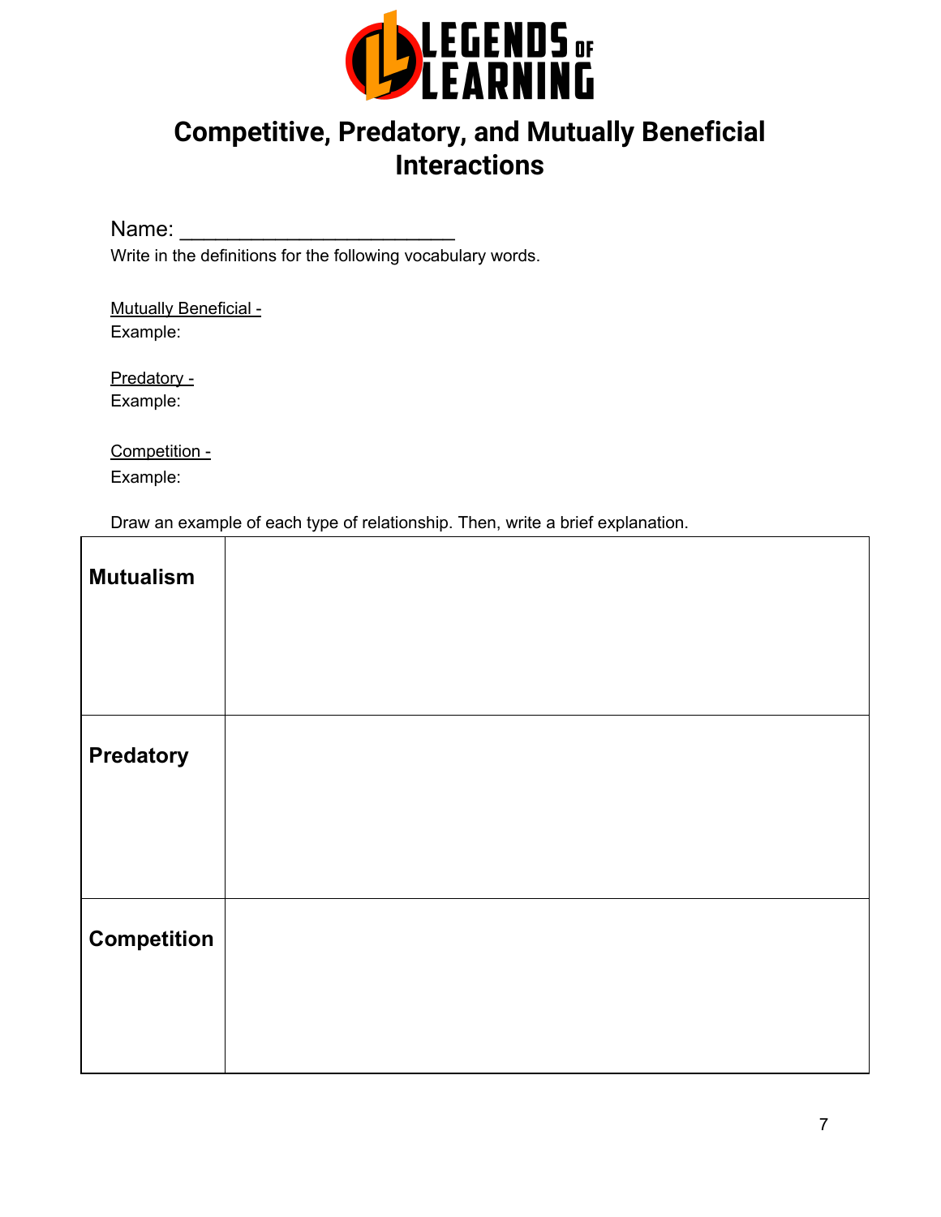# Competitive, Predatory, and Mutually Beneficial Interactions

Name: ______________________

Write in the definitions for the following vocabulary words.

<u>Mutually Beneficial -</u>
Example:

<u>Predatory -</u>
Example:

<u>Competition -</u>
Example:

Draw an example of each type of relationship. Then, write a brief explanation.

| **Mutualism** | |
|---|---|
| **Predatory** | |
| **Competition** | |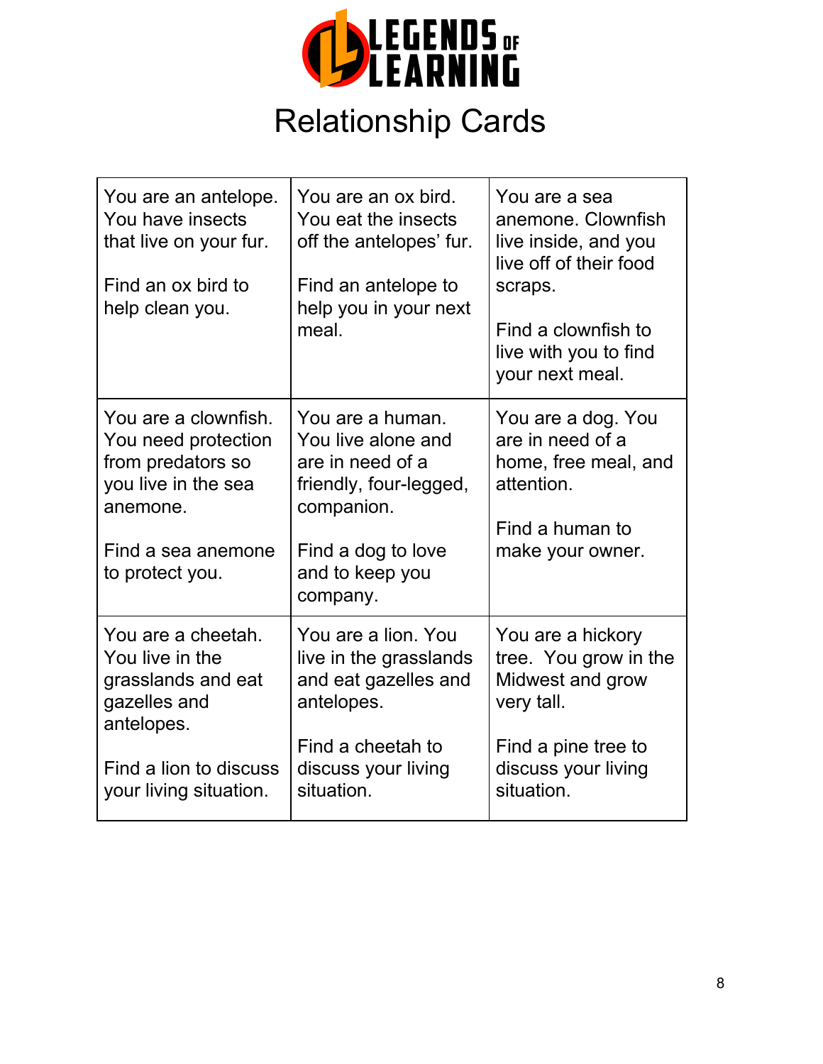# Relationship Cards

| | | |
|---|---|---|
| You are an antelope. You have insects that live on your fur.<br><br>Find an ox bird to help clean you. | You are an ox bird. You eat the insects off the antelopes' fur.<br><br>Find an antelope to help you in your next meal. | You are a sea anemone. Clownfish live inside, and you live off of their food scraps.<br><br>Find a clownfish to live with you to find your next meal. |
| You are a clownfish. You need protection from predators so you live in the sea anemone.<br><br>Find a sea anemone to protect you. | You are a human. You live alone and are in need of a friendly, four-legged, companion.<br><br>Find a dog to love and to keep you company. | You are a dog. You are in need of a home, free meal, and attention.<br><br>Find a human to make your owner. |
| You are a cheetah. You live in the grasslands and eat gazelles and antelopes.<br><br>Find a lion to discuss your living situation. | You are a lion. You live in the grasslands and eat gazelles and antelopes.<br><br>Find a cheetah to discuss your living situation. | You are a hickory tree. You grow in the Midwest and grow very tall.<br><br>Find a pine tree to discuss your living situation. |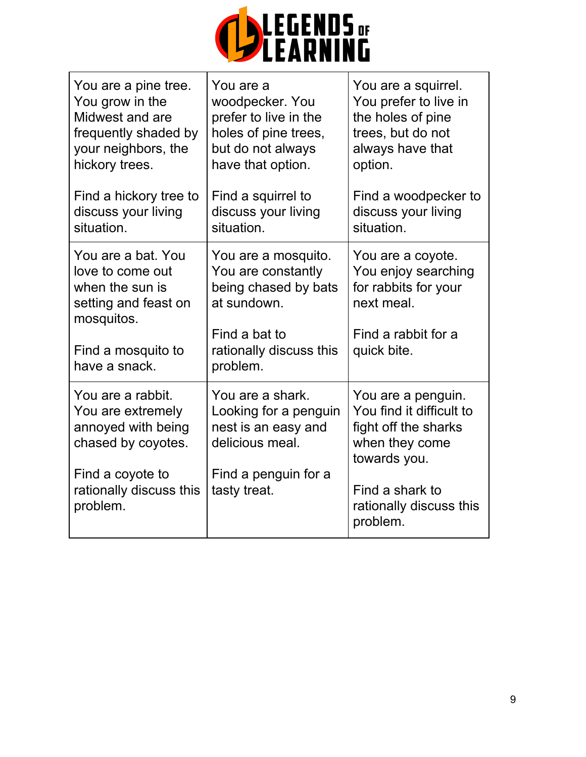| | | |
|---|---|---|
| You are a pine tree. You grow in the Midwest and are frequently shaded by your neighbors, the hickory trees.<br><br>Find a hickory tree to discuss your living situation. | You are a woodpecker. You prefer to live in the holes of pine trees, but do not always have that option.<br><br>Find a squirrel to discuss your living situation. | You are a squirrel. You prefer to live in the holes of pine trees, but do not always have that option.<br><br>Find a woodpecker to discuss your living situation. |
| You are a bat. You love to come out when the sun is setting and feast on mosquitos.<br><br>Find a mosquito to have a snack. | You are a mosquito. You are constantly being chased by bats at sundown.<br><br>Find a bat to rationally discuss this problem. | You are a coyote. You enjoy searching for rabbits for your next meal.<br><br>Find a rabbit for a quick bite. |
| You are a rabbit. You are extremely annoyed with being chased by coyotes.<br><br>Find a coyote to rationally discuss this problem. | You are a shark. Looking for a penguin nest is an easy and delicious meal.<br><br>Find a penguin for a tasty treat. | You are a penguin. You find it difficult to fight off the sharks when they come towards you.<br><br>Find a shark to rationally discuss this problem. |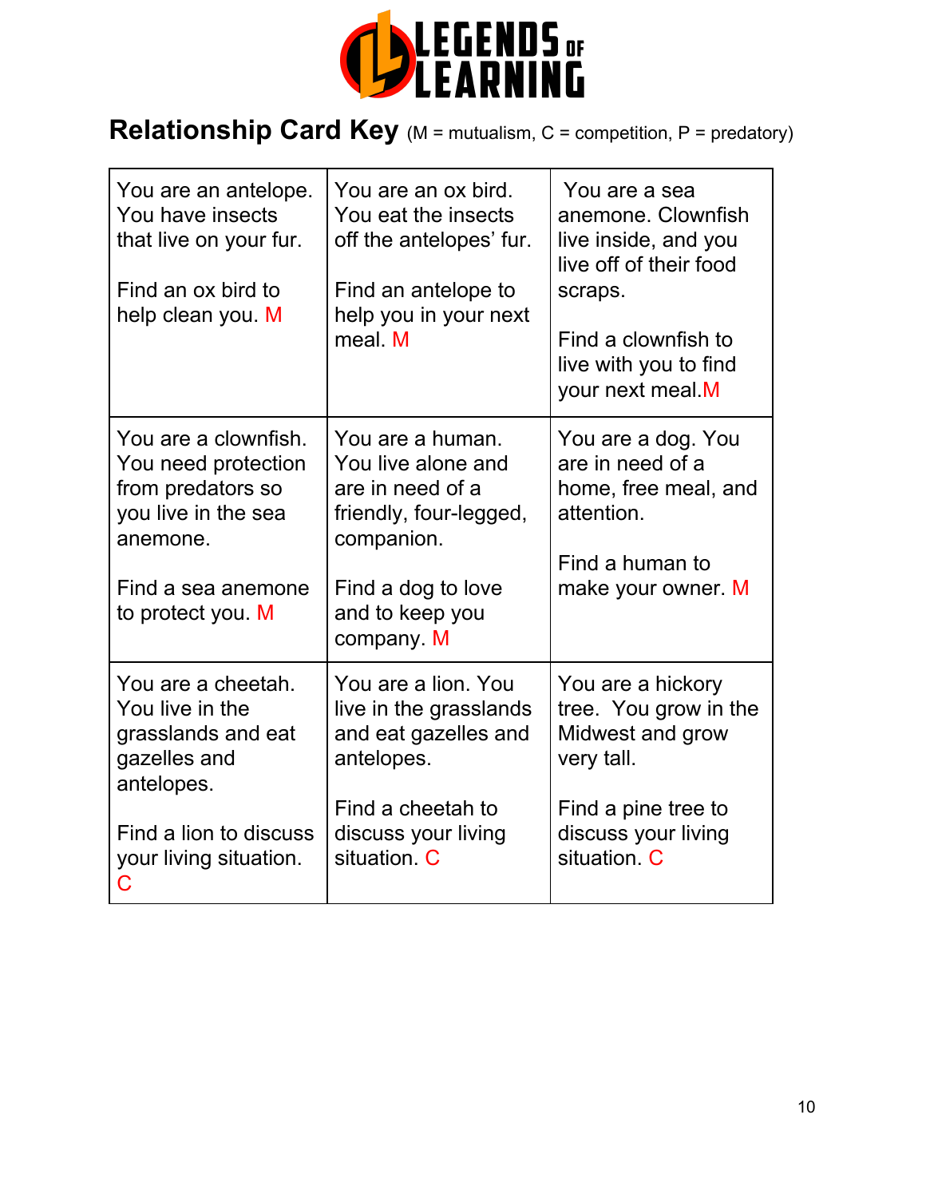LEGENDS OF LEARNING

## Relationship Card Key (M = mutualism, C = competition, P = predatory)

| | | |
|---|---|---|
| You are an antelope. You have insects that live on your fur.<br><br>Find an ox bird to help clean you. M | You are an ox bird. You eat the insects off the antelopes' fur.<br><br>Find an antelope to help you in your next meal. M | You are a sea anemone. Clownfish live inside, and you live off of their food scraps.<br><br>Find a clownfish to live with you to find your next meal.M |
| You are a clownfish. You need protection from predators so you live in the sea anemone.<br><br>Find a sea anemone to protect you. M | You are a human. You live alone and are in need of a friendly, four-legged, companion.<br><br>Find a dog to love and to keep you company. M | You are a dog. You are in need of a home, free meal, and attention.<br><br>Find a human to make your owner. M |
| You are a cheetah. You live in the grasslands and eat gazelles and antelopes.<br><br>Find a lion to discuss your living situation. C | You are a lion. You live in the grasslands and eat gazelles and antelopes.<br><br>Find a cheetah to discuss your living situation. C | You are a hickory tree. You grow in the Midwest and grow very tall.<br><br>Find a pine tree to discuss your living situation. C |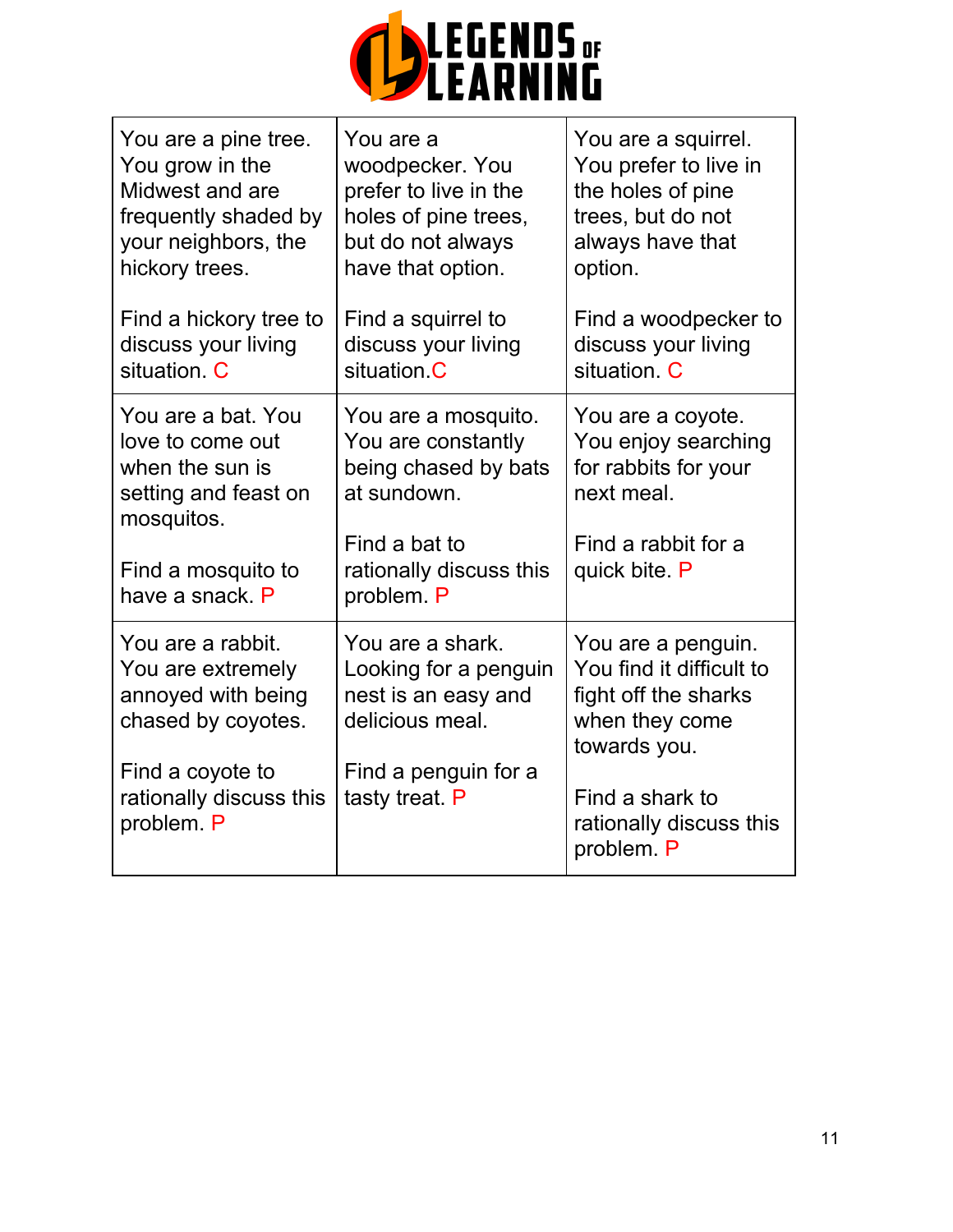LEGENDS OF LEARNING

| | | |
|---|---|---|
| You are a pine tree. You grow in the Midwest and are frequently shaded by your neighbors, the hickory trees.<br><br>Find a hickory tree to discuss your living situation. C | You are a woodpecker. You prefer to live in the holes of pine trees, but do not always have that option.<br><br>Find a squirrel to discuss your living situation.C | You are a squirrel. You prefer to live in the holes of pine trees, but do not always have that option.<br><br>Find a woodpecker to discuss your living situation. C |
| You are a bat. You love to come out when the sun is setting and feast on mosquitos.<br><br>Find a mosquito to have a snack. P | You are a mosquito. You are constantly being chased by bats at sundown.<br><br>Find a bat to rationally discuss this problem. P | You are a coyote. You enjoy searching for rabbits for your next meal.<br><br>Find a rabbit for a quick bite. P |
| You are a rabbit. You are extremely annoyed with being chased by coyotes.<br><br>Find a coyote to rationally discuss this problem. P | You are a shark. Looking for a penguin nest is an easy and delicious meal.<br><br>Find a penguin for a tasty treat. P | You are a penguin. You find it difficult to fight off the sharks when they come towards you.<br><br>Find a shark to rationally discuss this problem. P |